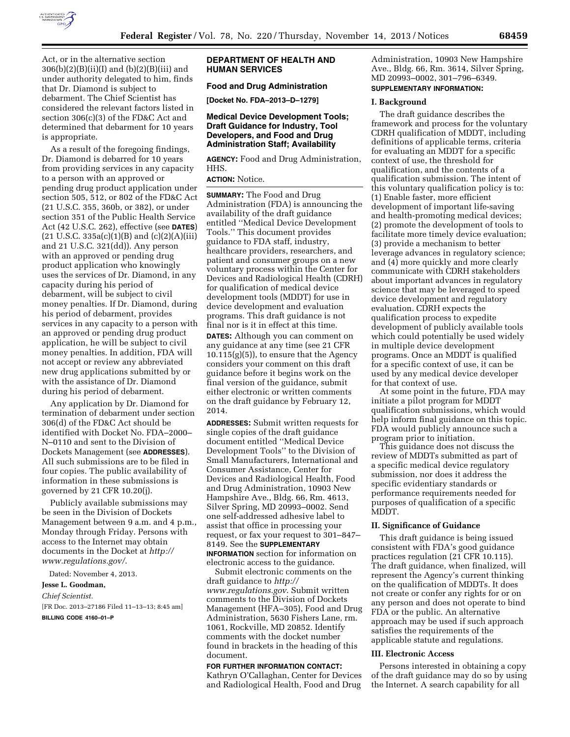Act, or in the alternative section 306(b)(2)(B)(ii)(I) and (b)(2)(B)(iii) and under authority delegated to him, finds that Dr. Diamond is subject to debarment. The Chief Scientist has considered the relevant factors listed in section 306(c)(3) of the FD&C Act and determined that debarment for 10 years is appropriate.

As a result of the foregoing findings, Dr. Diamond is debarred for 10 years from providing services in any capacity to a person with an approved or pending drug product application under section 505, 512, or 802 of the FD&C Act (21 U.S.C. 355, 360b, or 382), or under section 351 of the Public Health Service Act (42 U.S.C. 262), effective (see **DATES**) (21 U.S.C. 335a(c)(1)(B) and (c)(2)(A)(iii) and 21 U.S.C. 321(dd)). Any person with an approved or pending drug product application who knowingly uses the services of Dr. Diamond, in any capacity during his period of debarment, will be subject to civil money penalties. If Dr. Diamond, during his period of debarment, provides services in any capacity to a person with an approved or pending drug product application, he will be subject to civil money penalties. In addition, FDA will not accept or review any abbreviated new drug applications submitted by or with the assistance of Dr. Diamond during his period of debarment.

Any application by Dr. Diamond for termination of debarment under section 306(d) of the FD&C Act should be identified with Docket No. FDA–2000–N–0110 and sent to the Division of Dockets Management (see **ADDRESSES**). All such submissions are to be filed in four copies. The public availability of information in these submissions is governed by 21 CFR 10.20(j).

Publicly available submissions may be seen in the Division of Dockets Management between 9 a.m. and 4 p.m., Monday through Friday. Persons with access to the Internet may obtain documents in the Docket at *http://www.regulations.gov/*.

Dated: November 4, 2013.

**Jesse L. Goodman,**

*Chief Scientist.*

[FR Doc. 2013–27186 Filed 11–13–13; 8:45 am]

**BILLING CODE 4160–01–P**

## DEPARTMENT OF HEALTH AND HUMAN SERVICES

### Food and Drug Administration

**[Docket No. FDA–2013–D–1279]**

### Medical Device Development Tools; Draft Guidance for Industry, Tool Developers, and Food and Drug Administration Staff; Availability

**AGENCY:** Food and Drug Administration, HHS.

**ACTION:** Notice.

**SUMMARY:** The Food and Drug Administration (FDA) is announcing the availability of the draft guidance entitled ''Medical Device Development Tools.'' This document provides guidance to FDA staff, industry, healthcare providers, researchers, and patient and consumer groups on a new voluntary process within the Center for Devices and Radiological Health (CDRH) for qualification of medical device development tools (MDDT) for use in device development and evaluation programs. This draft guidance is not final nor is it in effect at this time.

**DATES:** Although you can comment on any guidance at any time (see 21 CFR 10.115(g)(5)), to ensure that the Agency considers your comment on this draft guidance before it begins work on the final version of the guidance, submit either electronic or written comments on the draft guidance by February 12, 2014.

**ADDRESSES:** Submit written requests for single copies of the draft guidance document entitled ''Medical Device Development Tools'' to the Division of Small Manufacturers, International and Consumer Assistance, Center for Devices and Radiological Health, Food and Drug Administration, 10903 New Hampshire Ave., Bldg. 66, Rm. 4613, Silver Spring, MD 20993–0002. Send one self-addressed adhesive label to assist that office in processing your request, or fax your request to 301–847–8149. See the **SUPPLEMENTARY INFORMATION** section for information on electronic access to the guidance.

Submit electronic comments on the draft guidance to *http://www.regulations.gov*. Submit written comments to the Division of Dockets Management (HFA–305), Food and Drug Administration, 5630 Fishers Lane, rm. 1061, Rockville, MD 20852. Identify comments with the docket number found in brackets in the heading of this document.

**FOR FURTHER INFORMATION CONTACT:** Kathryn O'Callaghan, Center for Devices and Radiological Health, Food and Drug Administration, 10903 New Hampshire Ave., Bldg. 66, Rm. 3614, Silver Spring, MD 20993–0002, 301–796–6349.

**SUPPLEMENTARY INFORMATION:**

#### I. Background

The draft guidance describes the framework and process for the voluntary CDRH qualification of MDDT, including definitions of applicable terms, criteria for evaluating an MDDT for a specific context of use, the threshold for qualification, and the contents of a qualification submission. The intent of this voluntary qualification policy is to: (1) Enable faster, more efficient development of important life-saving and health-promoting medical devices; (2) promote the development of tools to facilitate more timely device evaluation; (3) provide a mechanism to better leverage advances in regulatory science; and (4) more quickly and more clearly communicate with CDRH stakeholders about important advances in regulatory science that may be leveraged to speed device development and regulatory evaluation. CDRH expects the qualification process to expedite development of publicly available tools which could potentially be used widely in multiple device development programs. Once an MDDT is qualified for a specific context of use, it can be used by any medical device developer for that context of use.

At some point in the future, FDA may initiate a pilot program for MDDT qualification submissions, which would help inform final guidance on this topic. FDA would publicly announce such a program prior to initiation.

This guidance does not discuss the review of MDDTs submitted as part of a specific medical device regulatory submission, nor does it address the specific evidentiary standards or performance requirements needed for purposes of qualification of a specific MDDT.

#### II. Significance of Guidance

This draft guidance is being issued consistent with FDA's good guidance practices regulation (21 CFR 10.115). The draft guidance, when finalized, will represent the Agency's current thinking on the qualification of MDDTs. It does not create or confer any rights for or on any person and does not operate to bind FDA or the public. An alternative approach may be used if such approach satisfies the requirements of the applicable statute and regulations.

#### III. Electronic Access

Persons interested in obtaining a copy of the draft guidance may do so by using the Internet. A search capability for all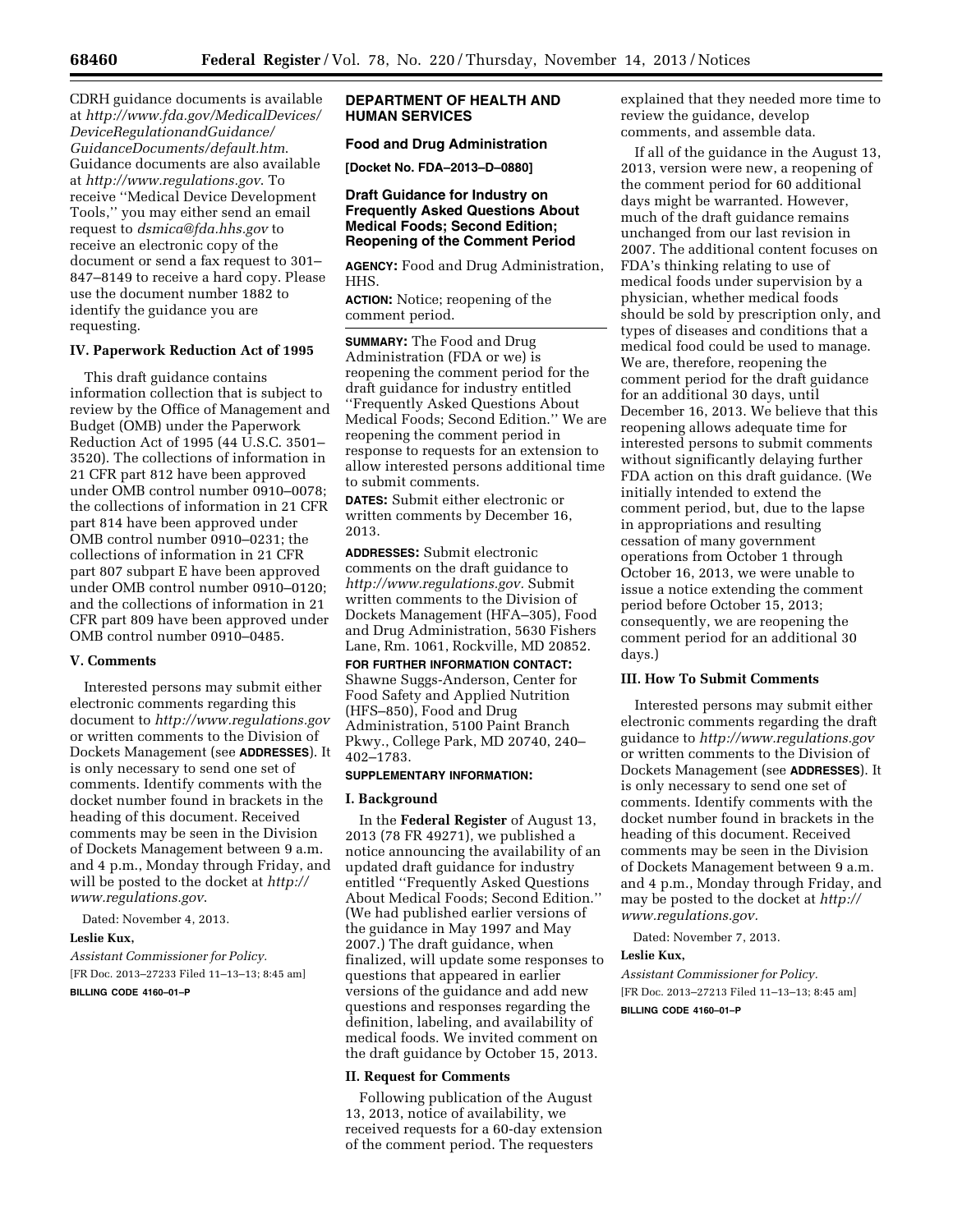CDRH guidance documents is available at *http://www.fda.gov/MedicalDevices/DeviceRegulationandGuidance/GuidanceDocuments/default.htm*. Guidance documents are also available at *http://www.regulations.gov*. To receive ''Medical Device Development Tools,'' you may either send an email request to *dsmica@fda.hhs.gov* to receive an electronic copy of the document or send a fax request to 301–847–8149 to receive a hard copy. Please use the document number 1882 to identify the guidance you are requesting.

### IV. Paperwork Reduction Act of 1995

This draft guidance contains information collection that is subject to review by the Office of Management and Budget (OMB) under the Paperwork Reduction Act of 1995 (44 U.S.C. 3501–3520). The collections of information in 21 CFR part 812 have been approved under OMB control number 0910–0078; the collections of information in 21 CFR part 814 have been approved under OMB control number 0910–0231; the collections of information in 21 CFR part 807 subpart E have been approved under OMB control number 0910–0120; and the collections of information in 21 CFR part 809 have been approved under OMB control number 0910–0485.

### V. Comments

Interested persons may submit either electronic comments regarding this document to *http://www.regulations.gov* or written comments to the Division of Dockets Management (see **ADDRESSES**). It is only necessary to send one set of comments. Identify comments with the docket number found in brackets in the heading of this document. Received comments may be seen in the Division of Dockets Management between 9 a.m. and 4 p.m., Monday through Friday, and will be posted to the docket at *http://www.regulations.gov*.

Dated: November 4, 2013.

**Leslie Kux,**

*Assistant Commissioner for Policy.*

[FR Doc. 2013–27233 Filed 11–13–13; 8:45 am]

**BILLING CODE 4160–01–P**

## DEPARTMENT OF HEALTH AND HUMAN SERVICES

### Food and Drug Administration

**[Docket No. FDA–2013–D–0880]**

### Draft Guidance for Industry on Frequently Asked Questions About Medical Foods; Second Edition; Reopening of the Comment Period

**AGENCY:** Food and Drug Administration, HHS.

**ACTION:** Notice; reopening of the comment period.

**SUMMARY:** The Food and Drug Administration (FDA or we) is reopening the comment period for the draft guidance for industry entitled ''Frequently Asked Questions About Medical Foods; Second Edition.'' We are reopening the comment period in response to requests for an extension to allow interested persons additional time to submit comments.

**DATES:** Submit either electronic or written comments by December 16, 2013.

**ADDRESSES:** Submit electronic comments on the draft guidance to *http://www.regulations.gov*. Submit written comments to the Division of Dockets Management (HFA–305), Food and Drug Administration, 5630 Fishers Lane, Rm. 1061, Rockville, MD 20852.

**FOR FURTHER INFORMATION CONTACT:** Shawne Suggs-Anderson, Center for Food Safety and Applied Nutrition (HFS–850), Food and Drug Administration, 5100 Paint Branch Pkwy., College Park, MD 20740, 240–402–1783.

**SUPPLEMENTARY INFORMATION:**

### I. Background

In the **Federal Register** of August 13, 2013 (78 FR 49271), we published a notice announcing the availability of an updated draft guidance for industry entitled ''Frequently Asked Questions About Medical Foods; Second Edition.'' (We had published earlier versions of the guidance in May 1997 and May 2007.) The draft guidance, when finalized, will update some responses to questions that appeared in earlier versions of the guidance and add new questions and responses regarding the definition, labeling, and availability of medical foods. We invited comment on the draft guidance by October 15, 2013.

### II. Request for Comments

Following publication of the August 13, 2013, notice of availability, we received requests for a 60-day extension of the comment period. The requesters explained that they needed more time to review the guidance, develop comments, and assemble data.

If all of the guidance in the August 13, 2013, version were new, a reopening of the comment period for 60 additional days might be warranted. However, much of the draft guidance remains unchanged from our last revision in 2007. The additional content focuses on FDA's thinking relating to use of medical foods under supervision by a physician, whether medical foods should be sold by prescription only, and types of diseases and conditions that a medical food could be used to manage. We are, therefore, reopening the comment period for the draft guidance for an additional 30 days, until December 16, 2013. We believe that this reopening allows adequate time for interested persons to submit comments without significantly delaying further FDA action on this draft guidance. (We initially intended to extend the comment period, but, due to the lapse in appropriations and resulting cessation of many government operations from October 1 through October 16, 2013, we were unable to issue a notice extending the comment period before October 15, 2013; consequently, we are reopening the comment period for an additional 30 days.)

### III. How To Submit Comments

Interested persons may submit either electronic comments regarding the draft guidance to *http://www.regulations.gov* or written comments to the Division of Dockets Management (see **ADDRESSES**). It is only necessary to send one set of comments. Identify comments with the docket number found in brackets in the heading of this document. Received comments may be seen in the Division of Dockets Management between 9 a.m. and 4 p.m., Monday through Friday, and may be posted to the docket at *http://www.regulations.gov*.

Dated: November 7, 2013.

**Leslie Kux,**

*Assistant Commissioner for Policy.*

[FR Doc. 2013–27213 Filed 11–13–13; 8:45 am]

**BILLING CODE 4160–01–P**